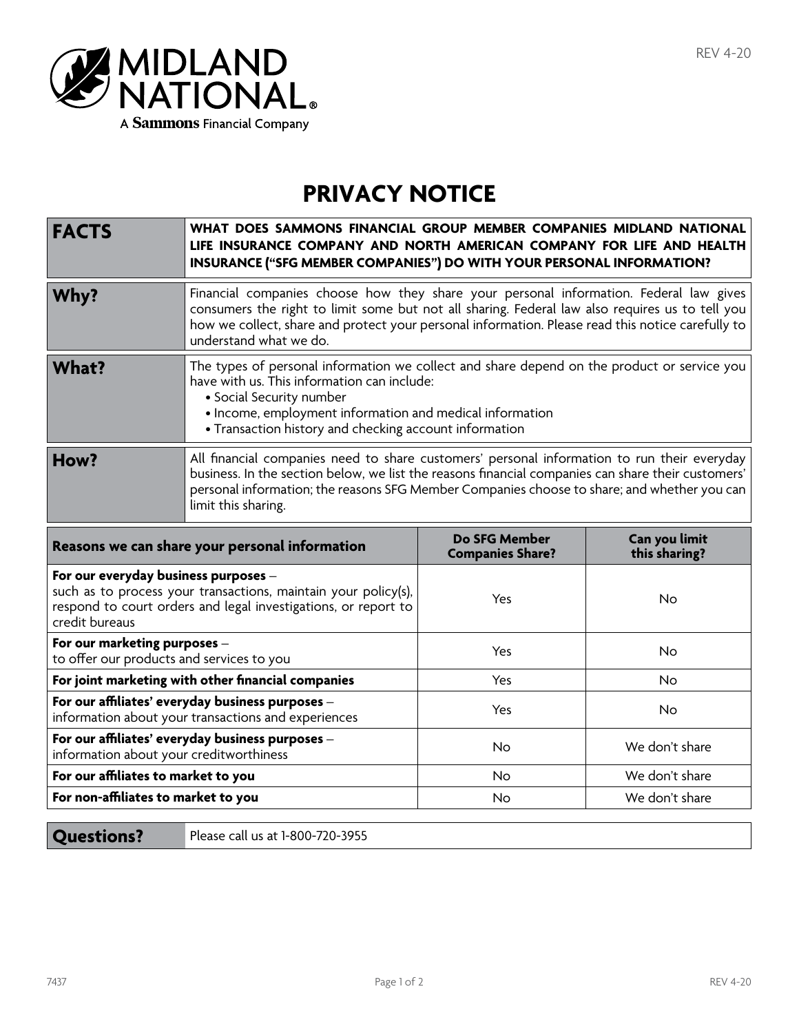MIDLAND NATIONAL®

A Sammons Financial Company

# PRIVACY NOTICE

| | |
|---|---|
| **FACTS** | **WHAT DOES SAMMONS FINANCIAL GROUP MEMBER COMPANIES MIDLAND NATIONAL LIFE INSURANCE COMPANY AND NORTH AMERICAN COMPANY FOR LIFE AND HEALTH INSURANCE ("SFG MEMBER COMPANIES") DO WITH YOUR PERSONAL INFORMATION?** |
| **Why?** | Financial companies choose how they share your personal information. Federal law gives consumers the right to limit some but not all sharing. Federal law also requires us to tell you how we collect, share and protect your personal information. Please read this notice carefully to understand what we do. |
| **What?** | The types of personal information we collect and share depend on the product or service you have with us. This information can include:<br>• Social Security number<br>• Income, employment information and medical information<br>• Transaction history and checking account information |
| **How?** | All financial companies need to share customers' personal information to run their everyday business. In the section below, we list the reasons financial companies can share their customers' personal information; the reasons SFG Member Companies choose to share; and whether you can limit this sharing. |

| Reasons we can share your personal information | Do SFG Member Companies Share? | Can you limit this sharing? |
|---|---|---|
| **For our everyday business purposes** – such as to process your transactions, maintain your policy(s), respond to court orders and legal investigations, or report to credit bureaus | Yes | No |
| **For our marketing purposes** – to offer our products and services to you | Yes | No |
| **For joint marketing with other financial companies** | Yes | No |
| **For our affiliates' everyday business purposes** – information about your transactions and experiences | Yes | No |
| **For our affiliates' everyday business purposes** – information about your creditworthiness | No | We don't share |
| **For our affiliates to market to you** | No | We don't share |
| **For non-affiliates to market to you** | No | We don't share |

| | |
|---|---|
| **Questions?** | Please call us at 1-800-720-3955 |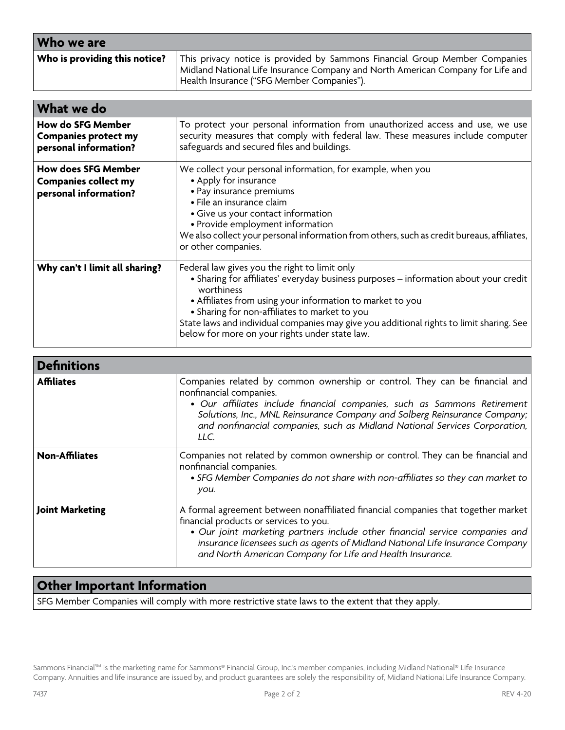| Who we are | |
|---|---|
| **Who is providing this notice?** | This privacy notice is provided by Sammons Financial Group Member Companies Midland National Life Insurance Company and North American Company for Life and Health Insurance ("SFG Member Companies"). |

| What we do | |
|---|---|
| **How do SFG Member Companies protect my personal information?** | To protect your personal information from unauthorized access and use, we use security measures that comply with federal law. These measures include computer safeguards and secured files and buildings. |
| **How does SFG Member Companies collect my personal information?** | We collect your personal information, for example, when you<br>• Apply for insurance<br>• Pay insurance premiums<br>• File an insurance claim<br>• Give us your contact information<br>• Provide employment information<br>We also collect your personal information from others, such as credit bureaus, affiliates, or other companies. |
| **Why can't I limit all sharing?** | Federal law gives you the right to limit only<br>• Sharing for affiliates' everyday business purposes – information about your credit worthiness<br>• Affiliates from using your information to market to you<br>• Sharing for non-affiliates to market to you<br>State laws and individual companies may give you additional rights to limit sharing. See below for more on your rights under state law. |

| Definitions | |
|---|---|
| **Affiliates** | Companies related by common ownership or control. They can be financial and nonfinancial companies.<br>• *Our affiliates include financial companies, such as Sammons Retirement Solutions, Inc., MNL Reinsurance Company and Solberg Reinsurance Company; and nonfinancial companies, such as Midland National Services Corporation, LLC.* |
| **Non-Affiliates** | Companies not related by common ownership or control. They can be financial and nonfinancial companies.<br>• *SFG Member Companies do not share with non-affiliates so they can market to you.* |
| **Joint Marketing** | A formal agreement between nonaffiliated financial companies that together market financial products or services to you.<br>• *Our joint marketing partners include other financial service companies and insurance licensees such as agents of Midland National Life Insurance Company and North American Company for Life and Health Insurance.* |

| Other Important Information |
|---|
| SFG Member Companies will comply with more restrictive state laws to the extent that they apply. |

Sammons Financial[SM] is the marketing name for Sammons® Financial Group, Inc.'s member companies, including Midland National® Life Insurance Company. Annuities and life insurance are issued by, and product guarantees are solely the responsibility of, Midland National Life Insurance Company.

7437 REV 4-20